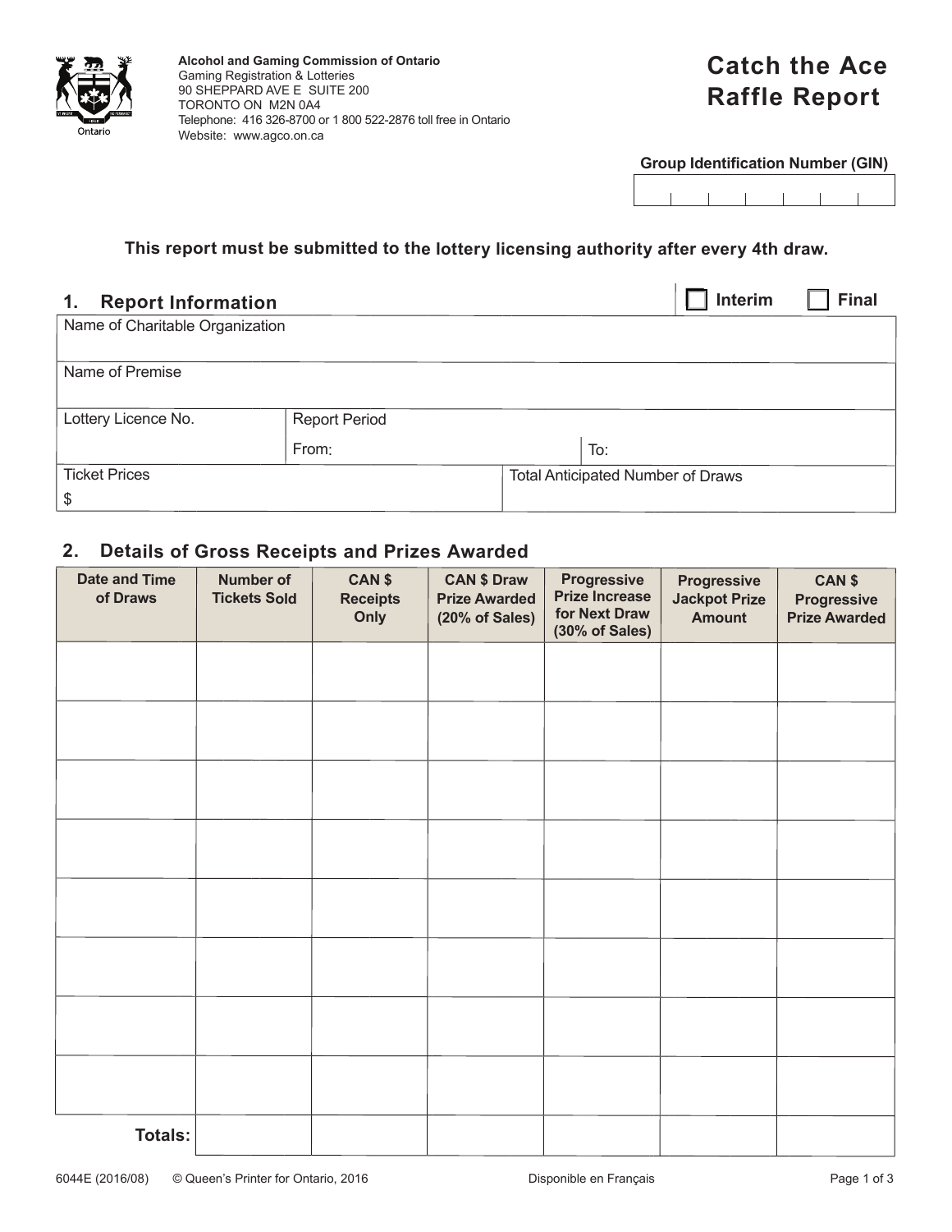**Alcohol and Gaming Commission of Ontario**
Gaming Registration & Lotteries
90 SHEPPARD AVE E SUITE 200
TORONTO ON M2N 0A4
Telephone: 416 326-8700 or 1 800 522-2876 toll free in Ontario
Website: www.agco.on.ca

# Catch the Ace Raffle Report

**Group Identification Number (GIN)**

| | | | | | | |
|---|---|---|---|---|---|---|
| | | | | | | |

**This report must be submitted to the lottery licensing authority after every 4th draw.**

## 1. Report Information

☐ Interim ☐ Final

| Name of Charitable Organization | | |
|---|---|---|
| Name of Premise | | |
| Lottery Licence No. | Report Period From: | To: |
| Ticket Prices $ | Total Anticipated Number of Draws | |

## 2. Details of Gross Receipts and Prizes Awarded

| Date and Time of Draws | Number of Tickets Sold | CAN $ Receipts Only | CAN $ Draw Prize Awarded (20% of Sales) | Progressive Prize Increase for Next Draw (30% of Sales) | Progressive Jackpot Prize Amount | CAN $ Progressive Prize Awarded |
|---|---|---|---|---|---|---|
| | | | | | | |
| | | | | | | |
| | | | | | | |
| | | | | | | |
| | | | | | | |
| | | | | | | |
| | | | | | | |
| | | | | | | |
| **Totals:** | | | | | | |

6044E (2016/08) © Queen's Printer for Ontario, 2016 Disponible en Français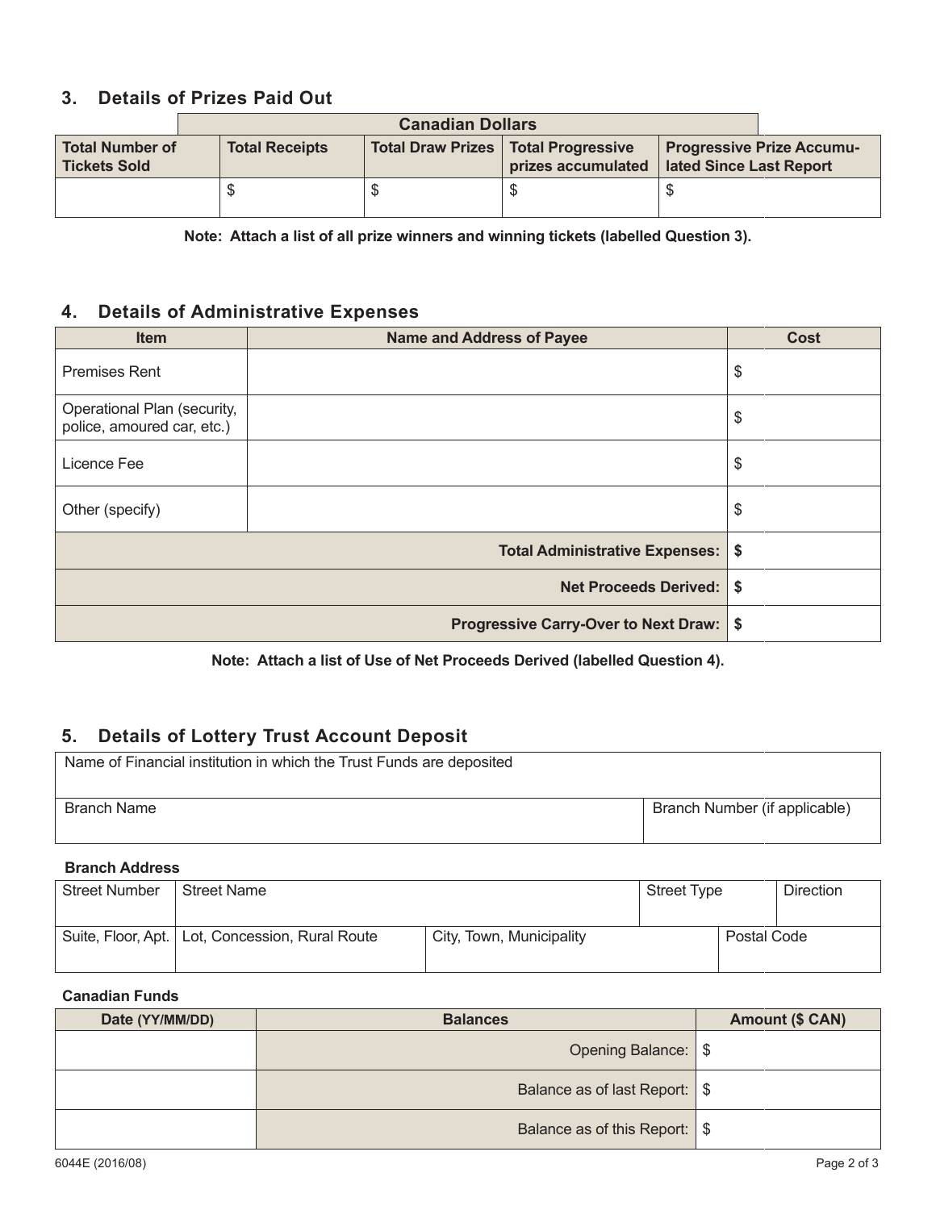## 3. Details of Prizes Paid Out

| | Canadian Dollars | | | |
|---|---|---|---|---|
| **Total Number of Tickets Sold** | **Total Receipts** | **Total Draw Prizes** | **Total Progressive prizes accumulated** | **Progressive Prize Accumulated Since Last Report** |
| | $ | $ | $ | $ |

**Note: Attach a list of all prize winners and winning tickets (labelled Question 3).**

## 4. Details of Administrative Expenses

| Item | Name and Address of Payee | Cost |
|---|---|---|
| Premises Rent | | $ |
| Operational Plan (security, police, amoured car, etc.) | | $ |
| Licence Fee | | $ |
| Other (specify) | | $ |
| | **Total Administrative Expenses:** | **$** |
| | **Net Proceeds Derived:** | **$** |
| | **Progressive Carry-Over to Next Draw:** | **$** |

**Note: Attach a list of Use of Net Proceeds Derived (labelled Question 4).**

## 5. Details of Lottery Trust Account Deposit

| Name of Financial institution in which the Trust Funds are deposited | |
|---|---|
| Branch Name | Branch Number (if applicable) |

**Branch Address**

| Street Number | Street Name | | Street Type | Direction |
|---|---|---|---|---|
| Suite, Floor, Apt. | Lot, Concession, Rural Route | City, Town, Municipality | | Postal Code |

**Canadian Funds**

| Date (YY/MM/DD) | Balances | Amount ($ CAN) |
|---|---|---|
| | Opening Balance: | $ |
| | Balance as of last Report: | $ |
| | Balance as of this Report: | $ |

6044E (2016/08)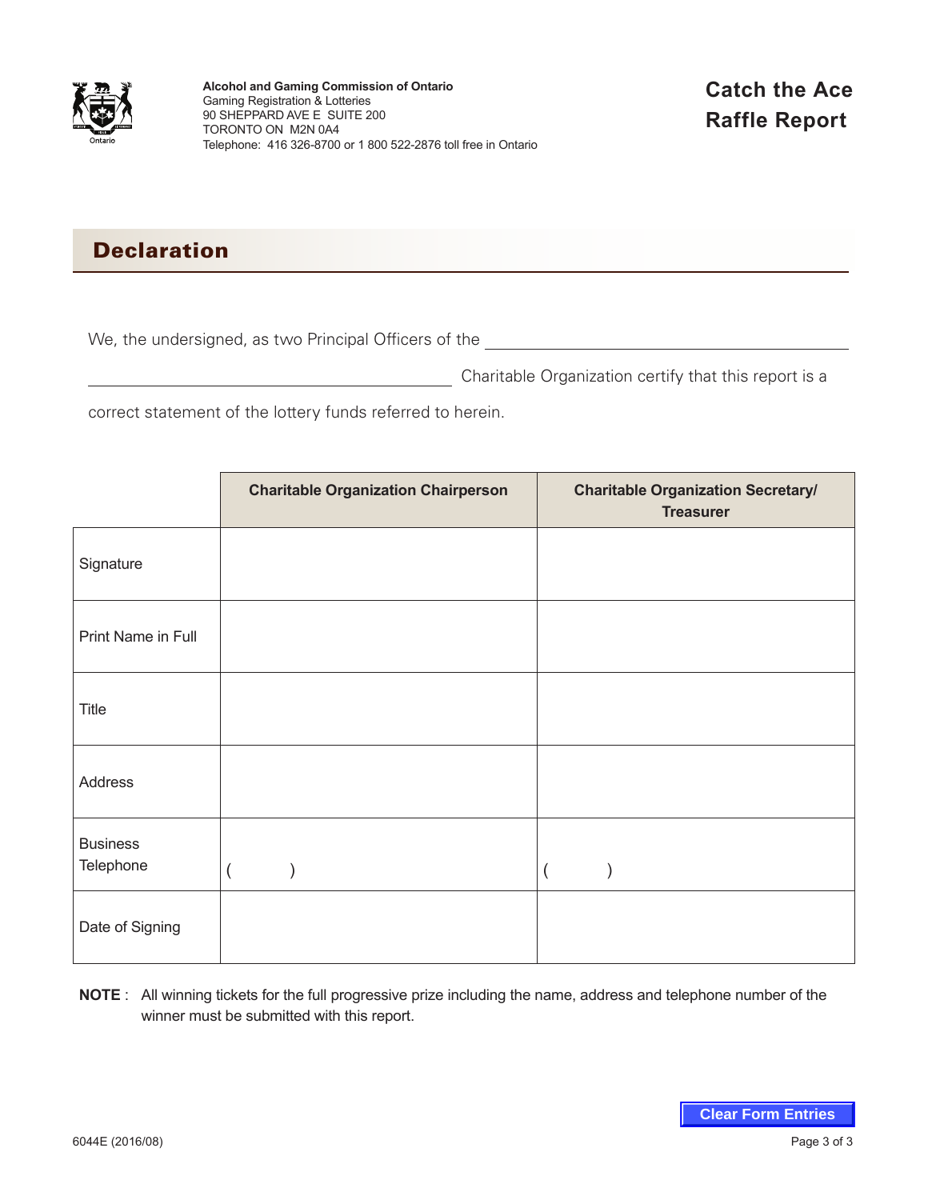**Alcohol and Gaming Commission of Ontario**
Gaming Registration & Lotteries
90 SHEPPARD AVE E SUITE 200
TORONTO ON M2N 0A4
Telephone: 416 326-8700 or 1 800 522-2876 toll free in Ontario

# Catch the Ace Raffle Report

## Declaration

We, the undersigned, as two Principal Officers of the ______________________________________________

______________________________________ Charitable Organization certify that this report is a correct statement of the lottery funds referred to herein.

| | Charitable Organization Chairperson | Charitable Organization Secretary/ Treasurer |
|---|---|---|
| Signature | | |
| Print Name in Full | | |
| Title | | |
| Address | | |
| Business Telephone | ( ) | ( ) |
| Date of Signing | | |

**NOTE** : All winning tickets for the full progressive prize including the name, address and telephone number of the winner must be submitted with this report.

Clear Form Entries

6044E (2016/08)